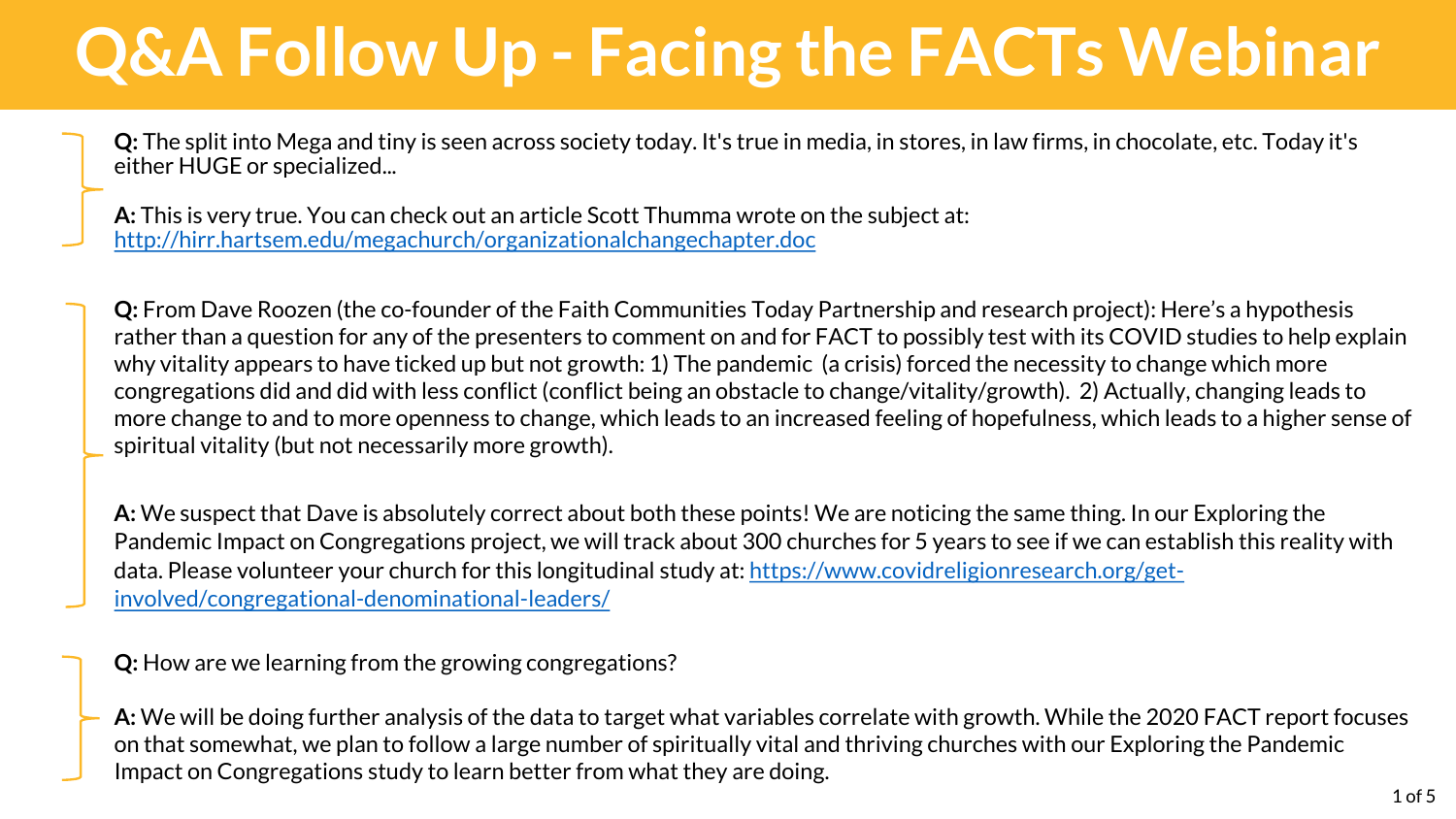# Q&A Follow Up - Facing the FACTs Webinar

**Q:** The split into Mega and tiny is seen across society today. It's true in media, in stores, in law firms, in chocolate, etc. Today it's either HUGE or specialized...

**A:** This is very true. You can check out an article Scott Thumma wrote on the subject at: http://hirr.hartsem.edu/megachurch/organizationalchangechapter.doc

**Q:** From Dave Roozen (the co-founder of the Faith Communities Today Partnership and research project): Here's a hypothesis rather than a question for any of the presenters to comment on and for FACT to possibly test with its COVID studies to help explain why vitality appears to have ticked up but not growth: 1) The pandemic (a crisis) forced the necessity to change which more congregations did and did with less conflict (conflict being an obstacle to change/vitality/growth). 2) Actually, changing leads to more change to and to more openness to change, which leads to an increased feeling of hopefulness, which leads to a higher sense of spiritual vitality (but not necessarily more growth).

**A:** We suspect that Dave is absolutely correct about both these points! We are noticing the same thing. In our Exploring the Pandemic Impact on Congregations project, we will track about 300 churches for 5 years to see if we can establish this reality with data. Please volunteer your church for this longitudinal study at: https://www.covidreligionresearch.org/get-involved/congregational-denominational-leaders/

**Q:** How are we learning from the growing congregations?

**A:** We will be doing further analysis of the data to target what variables correlate with growth. While the 2020 FACT report focuses on that somewhat, we plan to follow a large number of spiritually vital and thriving churches with our Exploring the Pandemic Impact on Congregations study to learn better from what they are doing.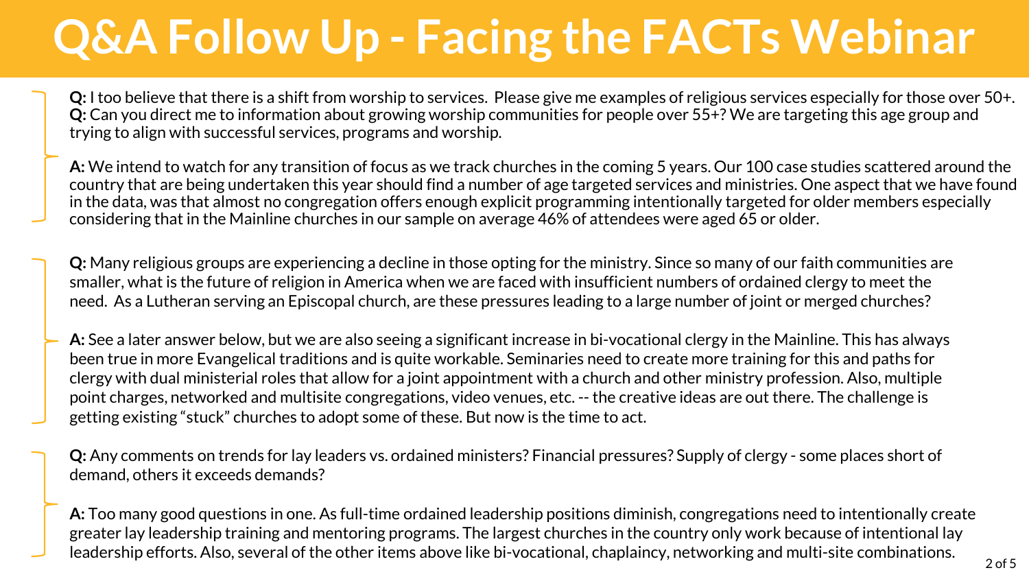# Q&A Follow Up - Facing the FACTs Webinar

**Q:** I too believe that there is a shift from worship to services. Please give me examples of religious services especially for those over 50+.
**Q:** Can you direct me to information about growing worship communities for people over 55+? We are targeting this age group and trying to align with successful services, programs and worship.

**A:** We intend to watch for any transition of focus as we track churches in the coming 5 years. Our 100 case studies scattered around the country that are being undertaken this year should find a number of age targeted services and ministries. One aspect that we have found in the data, was that almost no congregation offers enough explicit programming intentionally targeted for older members especially considering that in the Mainline churches in our sample on average 46% of attendees were aged 65 or older.

**Q:** Many religious groups are experiencing a decline in those opting for the ministry. Since so many of our faith communities are smaller, what is the future of religion in America when we are faced with insufficient numbers of ordained clergy to meet the need. As a Lutheran serving an Episcopal church, are these pressures leading to a large number of joint or merged churches?

**A:** See a later answer below, but we are also seeing a significant increase in bi-vocational clergy in the Mainline. This has always been true in more Evangelical traditions and is quite workable. Seminaries need to create more training for this and paths for clergy with dual ministerial roles that allow for a joint appointment with a church and other ministry profession. Also, multiple point charges, networked and multisite congregations, video venues, etc. -- the creative ideas are out there. The challenge is getting existing "stuck" churches to adopt some of these. But now is the time to act.

**Q:** Any comments on trends for lay leaders vs. ordained ministers? Financial pressures? Supply of clergy - some places short of demand, others it exceeds demands?

**A:** Too many good questions in one. As full-time ordained leadership positions diminish, congregations need to intentionally create greater lay leadership training and mentoring programs. The largest churches in the country only work because of intentional lay leadership efforts. Also, several of the other items above like bi-vocational, chaplaincy, networking and multi-site combinations.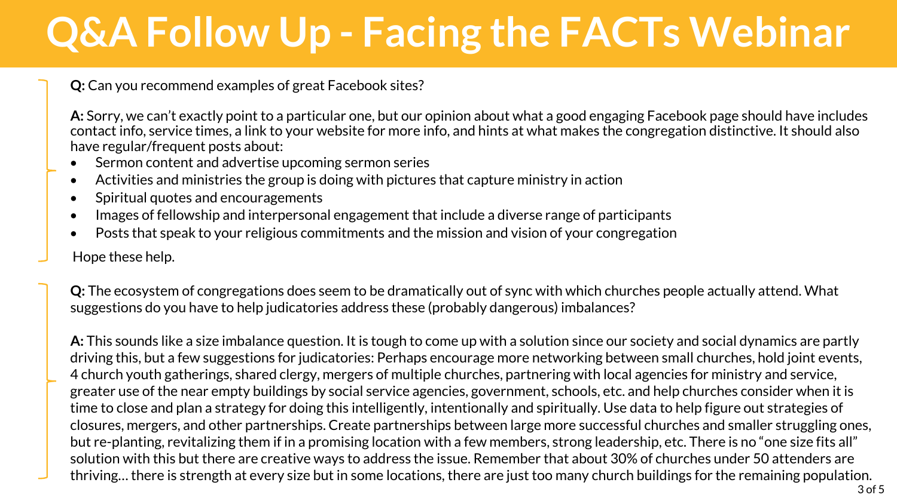# Q&A Follow Up - Facing the FACTs Webinar

**Q:** Can you recommend examples of great Facebook sites?

**A:** Sorry, we can't exactly point to a particular one, but our opinion about what a good engaging Facebook page should have includes contact info, service times, a link to your website for more info, and hints at what makes the congregation distinctive. It should also have regular/frequent posts about:

- Sermon content and advertise upcoming sermon series
- Activities and ministries the group is doing with pictures that capture ministry in action
- Spiritual quotes and encouragements
- Images of fellowship and interpersonal engagement that include a diverse range of participants
- Posts that speak to your religious commitments and the mission and vision of your congregation

Hope these help.

**Q:** The ecosystem of congregations does seem to be dramatically out of sync with which churches people actually attend. What suggestions do you have to help judicatories address these (probably dangerous) imbalances?

**A:** This sounds like a size imbalance question. It is tough to come up with a solution since our society and social dynamics are partly driving this, but a few suggestions for judicatories: Perhaps encourage more networking between small churches, hold joint events, 4 church youth gatherings, shared clergy, mergers of multiple churches, partnering with local agencies for ministry and service, greater use of the near empty buildings by social service agencies, government, schools, etc. and help churches consider when it is time to close and plan a strategy for doing this intelligently, intentionally and spiritually. Use data to help figure out strategies of closures, mergers, and other partnerships. Create partnerships between large more successful churches and smaller struggling ones, but re-planting, revitalizing them if in a promising location with a few members, strong leadership, etc. There is no "one size fits all" solution with this but there are creative ways to address the issue. Remember that about 30% of churches under 50 attenders are thriving… there is strength at every size but in some locations, there are just too many church buildings for the remaining population.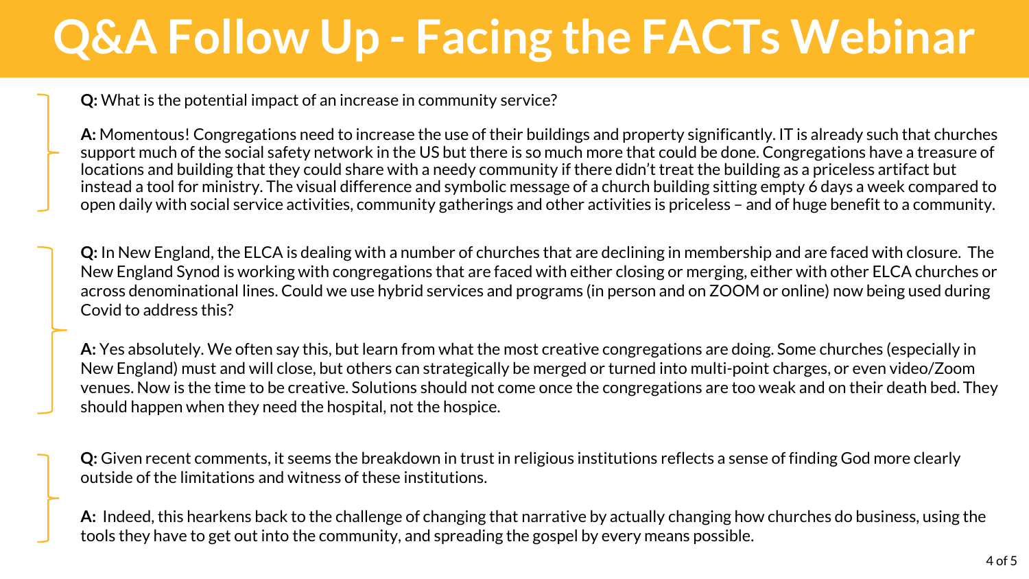# Q&A Follow Up - Facing the FACTs Webinar

**Q:** What is the potential impact of an increase in community service?

**A:** Momentous! Congregations need to increase the use of their buildings and property significantly. IT is already such that churches support much of the social safety network in the US but there is so much more that could be done. Congregations have a treasure of locations and building that they could share with a needy community if there didn't treat the building as a priceless artifact but instead a tool for ministry. The visual difference and symbolic message of a church building sitting empty 6 days a week compared to open daily with social service activities, community gatherings and other activities is priceless – and of huge benefit to a community.

**Q:** In New England, the ELCA is dealing with a number of churches that are declining in membership and are faced with closure. The New England Synod is working with congregations that are faced with either closing or merging, either with other ELCA churches or across denominational lines. Could we use hybrid services and programs (in person and on ZOOM or online) now being used during Covid to address this?

**A:** Yes absolutely. We often say this, but learn from what the most creative congregations are doing. Some churches (especially in New England) must and will close, but others can strategically be merged or turned into multi-point charges, or even video/Zoom venues. Now is the time to be creative. Solutions should not come once the congregations are too weak and on their death bed. They should happen when they need the hospital, not the hospice.

**Q:** Given recent comments, it seems the breakdown in trust in religious institutions reflects a sense of finding God more clearly outside of the limitations and witness of these institutions.

**A:** Indeed, this hearkens back to the challenge of changing that narrative by actually changing how churches do business, using the tools they have to get out into the community, and spreading the gospel by every means possible.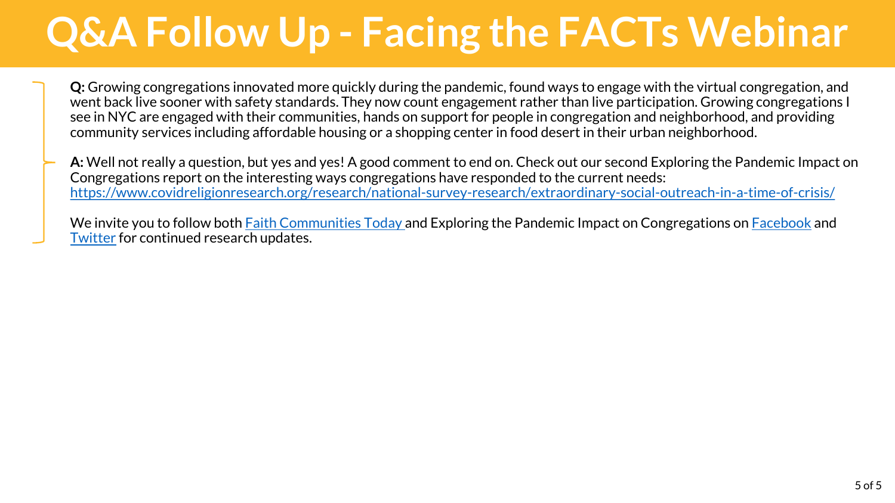# Q&A Follow Up - Facing the FACTs Webinar

**Q:** Growing congregations innovated more quickly during the pandemic, found ways to engage with the virtual congregation, and went back live sooner with safety standards. They now count engagement rather than live participation. Growing congregations I see in NYC are engaged with their communities, hands on support for people in congregation and neighborhood, and providing community services including affordable housing or a shopping center in food desert in their urban neighborhood.

**A:** Well not really a question, but yes and yes! A good comment to end on. Check out our second Exploring the Pandemic Impact on Congregations report on the interesting ways congregations have responded to the current needs: [https://www.covidreligionresearch.org/research/national-survey-research/extraordinary-social-outreach-in-a-time-of-crisis/](https://www.covidreligionresearch.org/research/national-survey-research/extraordinary-social-outreach-in-a-time-of-crisis/)

We invite you to follow both Faith Communities Today and Exploring the Pandemic Impact on Congregations on Facebook and Twitter for continued research updates.